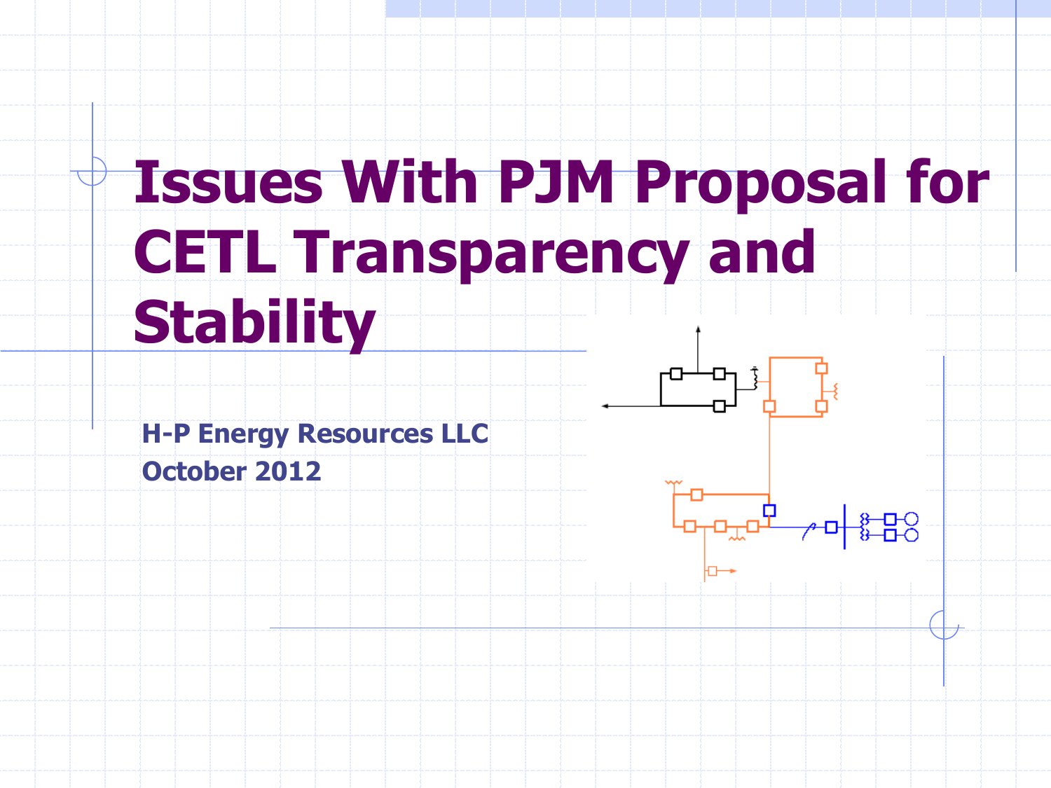# Issues With PJM Proposal for CETL Transparency and Stability

**H-P Energy Resources LLC**
**October 2012**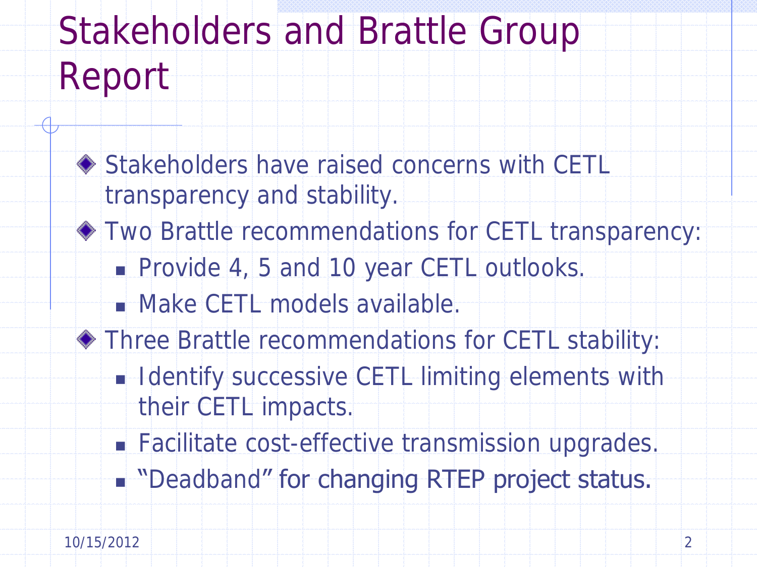# Stakeholders and Brattle Group Report

- Stakeholders have raised concerns with CETL transparency and stability.
- Two Brattle recommendations for CETL transparency:
  - Provide 4, 5 and 10 year CETL outlooks.
  - Make CETL models available.
- Three Brattle recommendations for CETL stability:
  - Identify successive CETL limiting elements with their CETL impacts.
  - Facilitate cost-effective transmission upgrades.
  - "Deadband" for changing RTEP project status.

10/15/2012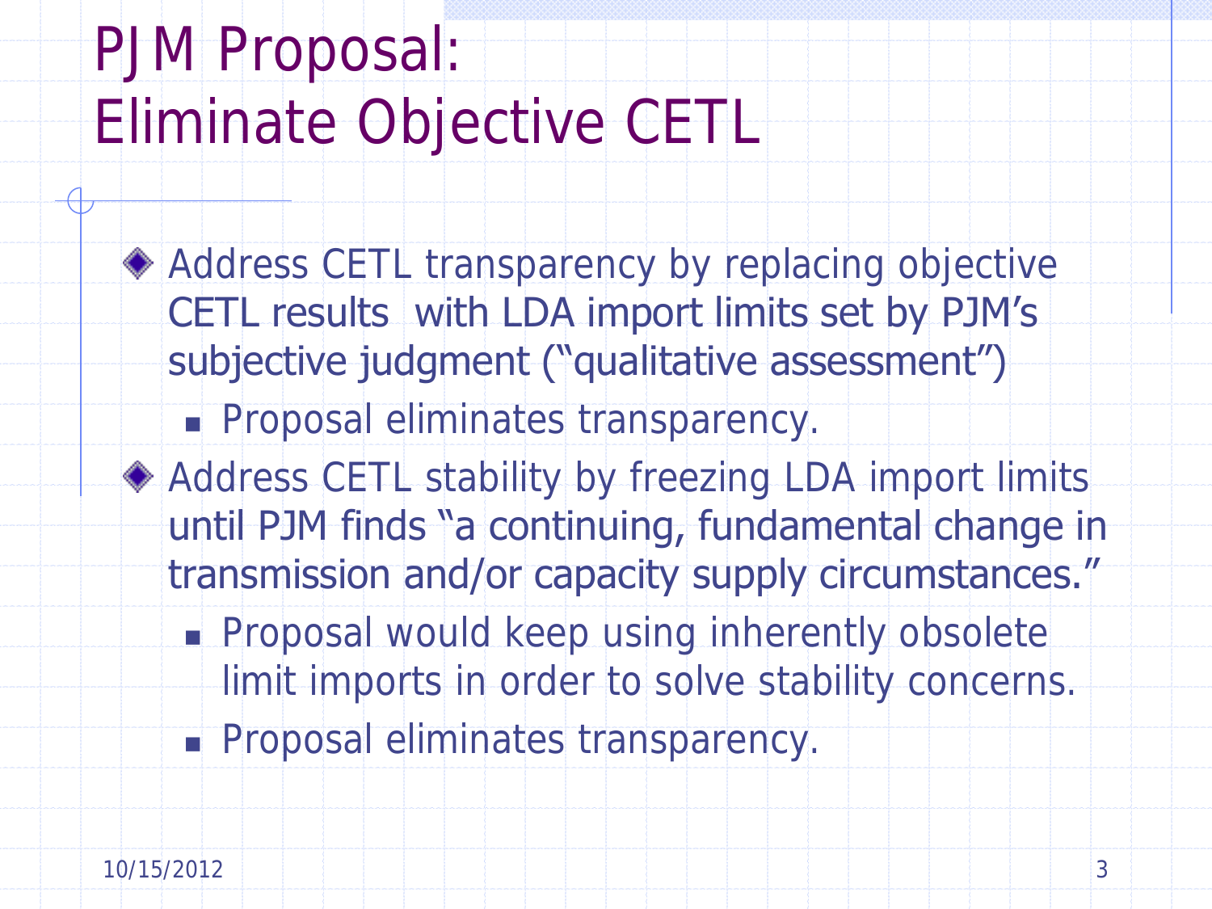# PJM Proposal: Eliminate Objective CETL

- Address CETL transparency by replacing objective CETL results with LDA import limits set by PJM's subjective judgment ("qualitative assessment")
  - Proposal eliminates transparency.
- Address CETL stability by freezing LDA import limits until PJM finds "a continuing, fundamental change in transmission and/or capacity supply circumstances."
  - Proposal would keep using inherently obsolete limit imports in order to solve stability concerns.
  - Proposal eliminates transparency.

10/15/2012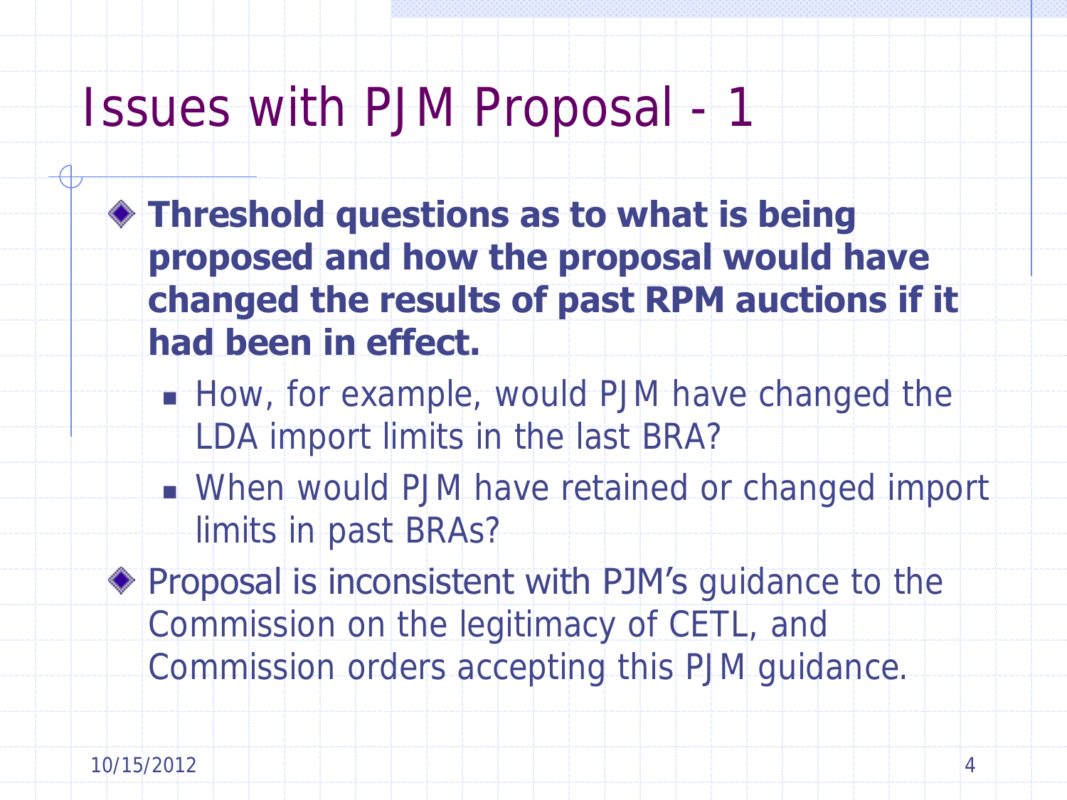# Issues with PJM Proposal - 1

- **Threshold questions as to what is being proposed and how the proposal would have changed the results of past RPM auctions if it had been in effect.**
  - How, for example, would PJM have changed the LDA import limits in the last BRA?
  - When would PJM have retained or changed import limits in past BRAs?
- Proposal is inconsistent with PJM's guidance to the Commission on the legitimacy of CETL, and Commission orders accepting this PJM guidance.

10/15/2012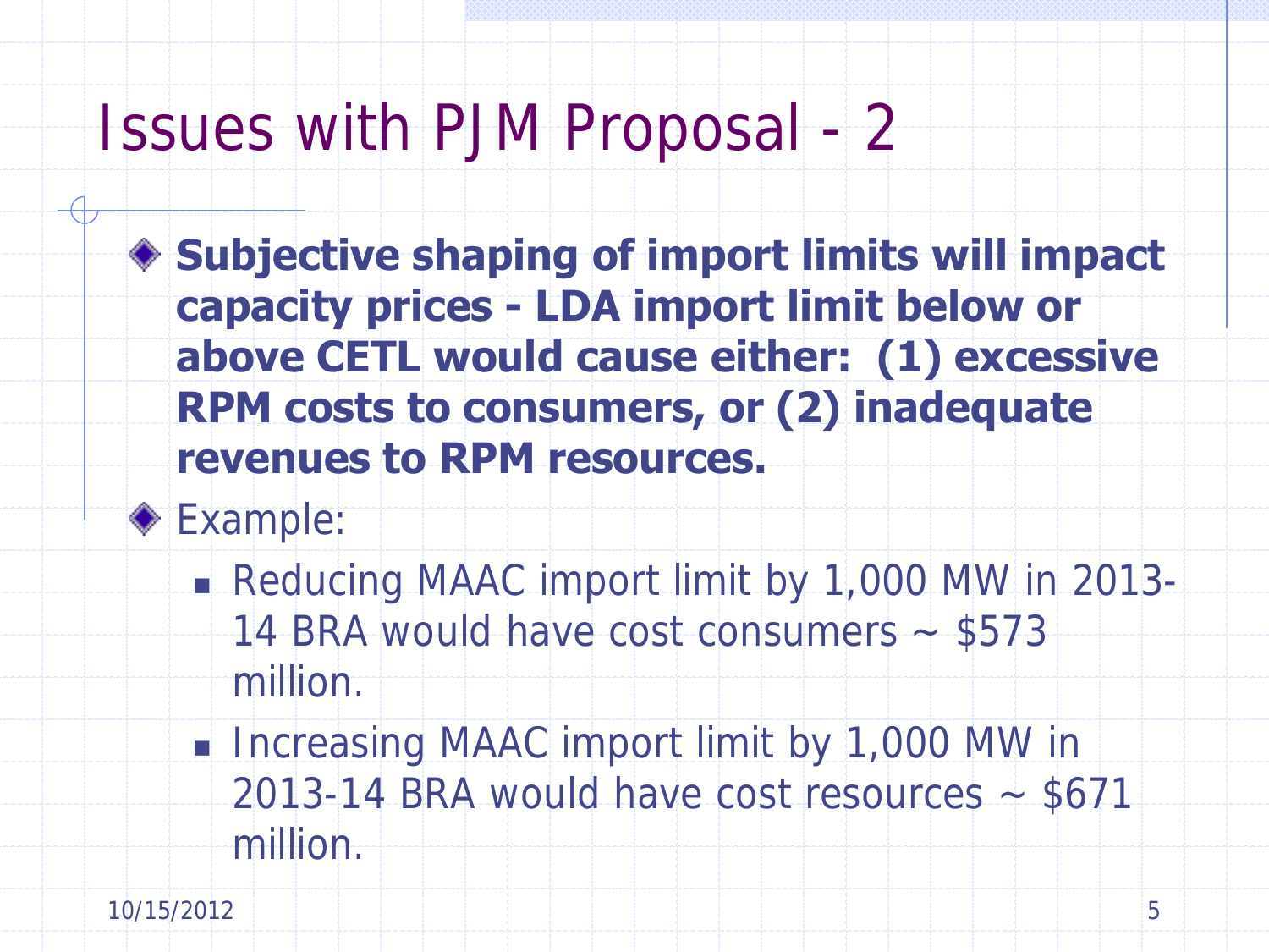# Issues with PJM Proposal - 2

- **Subjective shaping of import limits will impact capacity prices - LDA import limit below or above CETL would cause either: (1) excessive RPM costs to consumers, or (2) inadequate revenues to RPM resources.**
- Example:
  - Reducing MAAC import limit by 1,000 MW in 2013-14 BRA would have cost consumers ~ $573 million.
  - Increasing MAAC import limit by 1,000 MW in 2013-14 BRA would have cost resources ~ $671 million.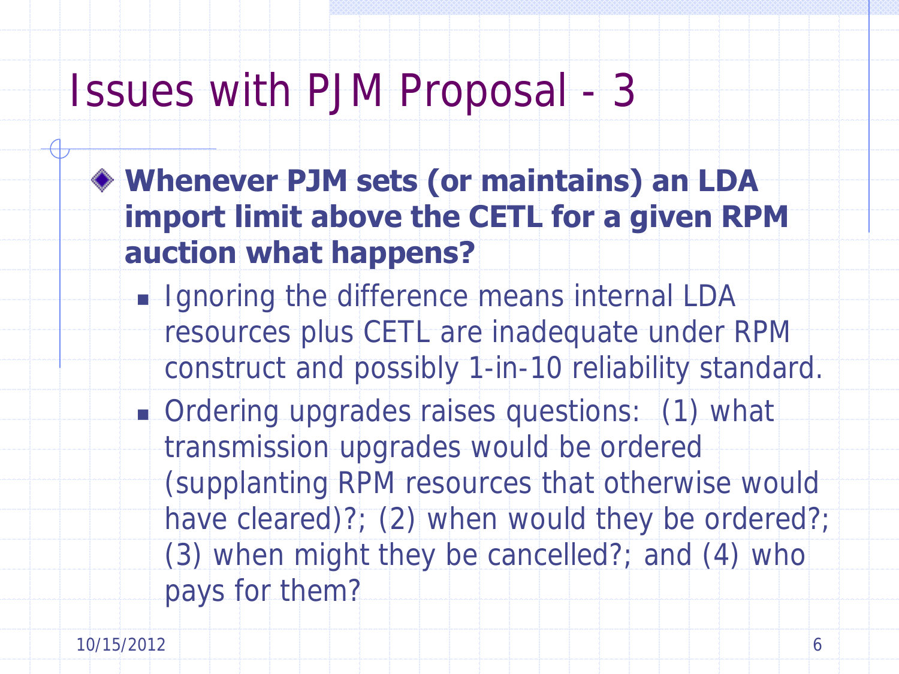# Issues with PJM Proposal - 3

- **Whenever PJM sets (or maintains) an LDA import limit above the CETL for a given RPM auction what happens?**
  - Ignoring the difference means internal LDA resources plus CETL are inadequate under RPM construct and possibly 1-in-10 reliability standard.
  - Ordering upgrades raises questions: (1) what transmission upgrades would be ordered (supplanting RPM resources that otherwise would have cleared)?; (2) when would they be ordered?; (3) when might they be cancelled?; and (4) who pays for them?

10/15/2012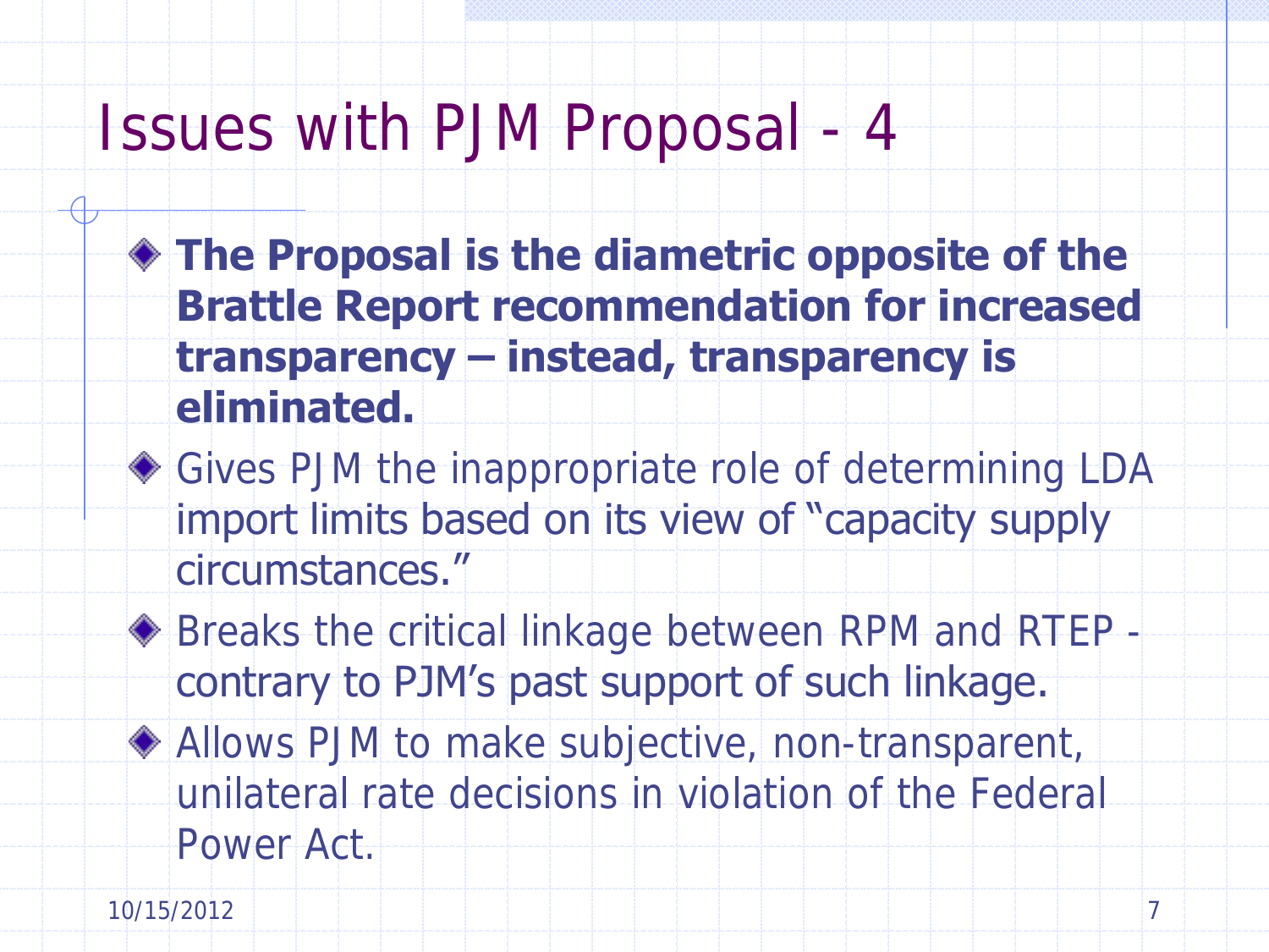# Issues with PJM Proposal - 4

- **The Proposal is the diametric opposite of the Brattle Report recommendation for increased transparency – instead, transparency is eliminated.**
- Gives PJM the inappropriate role of determining LDA import limits based on its view of "capacity supply circumstances."
- Breaks the critical linkage between RPM and RTEP - contrary to PJM's past support of such linkage.
- Allows PJM to make subjective, non-transparent, unilateral rate decisions in violation of the Federal Power Act.

10/15/2012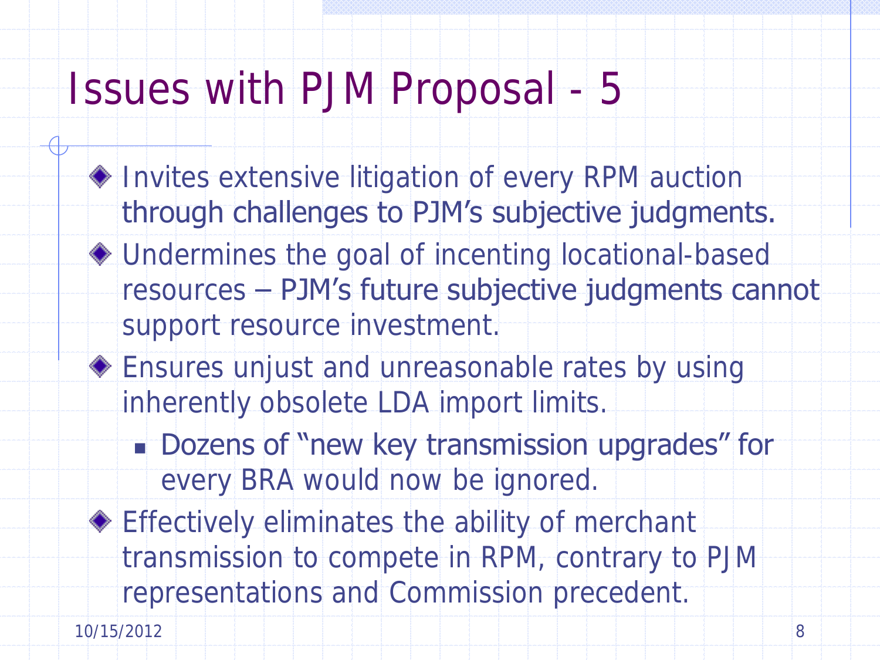# Issues with PJM Proposal - 5

- Invites extensive litigation of every RPM auction through challenges to PJM's subjective judgments.
- Undermines the goal of incenting locational-based resources – PJM's future subjective judgments cannot support resource investment.
- Ensures unjust and unreasonable rates by using inherently obsolete LDA import limits.
  - Dozens of "new key transmission upgrades" for every BRA would now be ignored.
- Effectively eliminates the ability of merchant transmission to compete in RPM, contrary to PJM representations and Commission precedent.

10/15/2012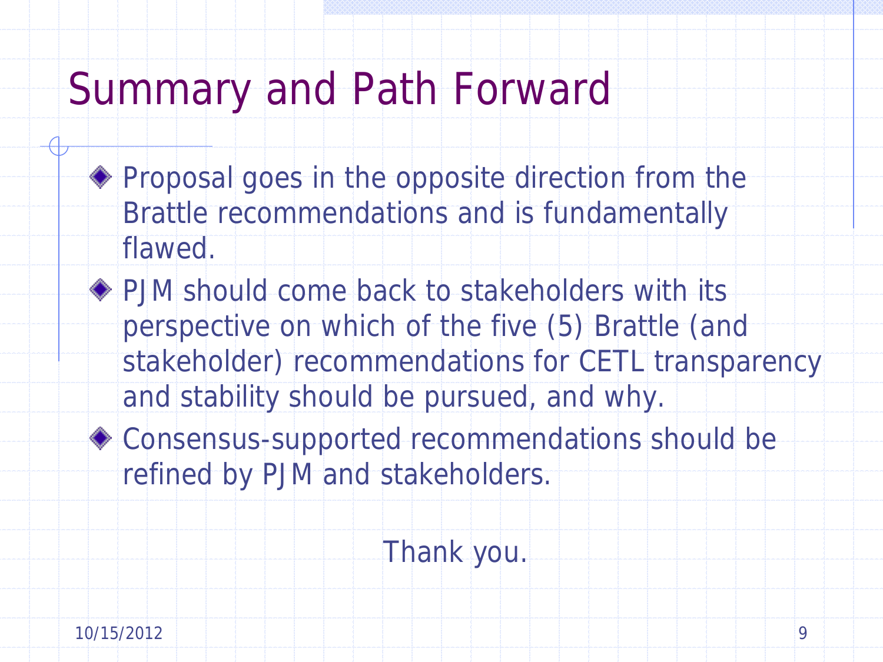# Summary and Path Forward

- Proposal goes in the opposite direction from the Brattle recommendations and is fundamentally flawed.
- PJM should come back to stakeholders with its perspective on which of the five (5) Brattle (and stakeholder) recommendations for CETL transparency and stability should be pursued, and why.
- Consensus-supported recommendations should be refined by PJM and stakeholders.

Thank you.